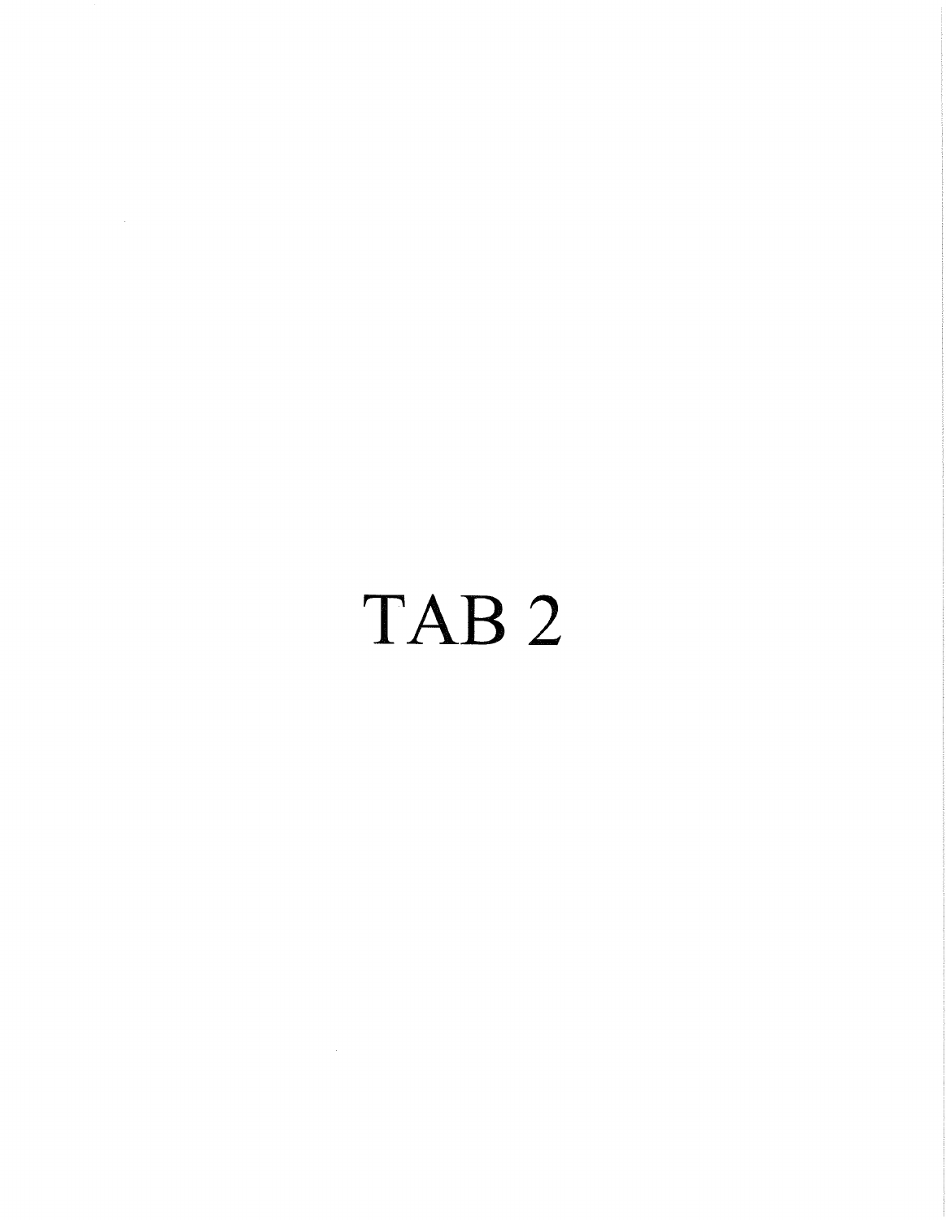# TAB 2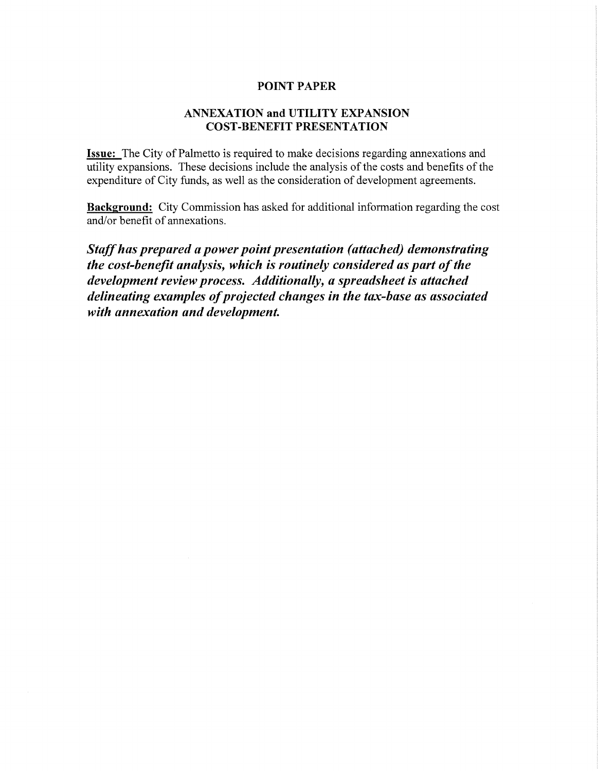# POINT PAPER

## ANNEXATION and UTILITY EXPANSION COST-BENEFIT PRESENTATION

**Issue:** The City of Palmetto is required to make decisions regarding annexations and utility expansions. These decisions include the analysis of the costs and benefits of the expenditure of City funds, as well as the consideration of development agreements.

**Background:** City Commission has asked for additional information regarding the cost and/or benefit of annexations.

***Staff has prepared a power point presentation (attached) demonstrating the cost-benefit analysis, which is routinely considered as part of the development review process. Additionally, a spreadsheet is attached delineating examples of projected changes in the tax-base as associated with annexation and development.***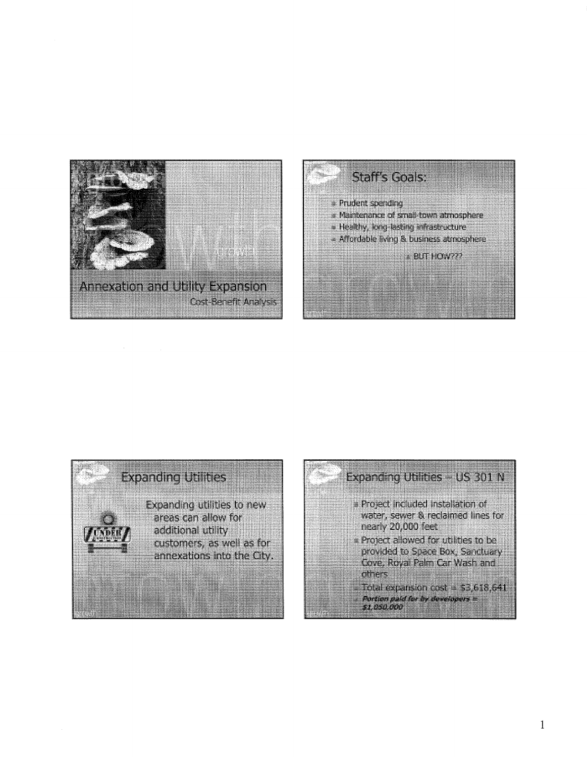## Annexation and Utility Expansion

Cost-Benefit Analysis

## Staff's Goals:

- Prudent spending
- Maintenance of small-town atmosphere
- Healthy, long-lasting infrastructure
- Affordable living & business atmosphere
  - BUT HOW???

## Expanding Utilities

Expanding utilities to new areas can allow for additional utility customers, as well as for annexations into the City.

## Expanding Utilities – US 301 N

- Project included installation of water, sewer & reclaimed lines for nearly 20,000 feet
- Project allowed for utilities to be provided to Space Box, Sanctuary Cove, Royal Palm Car Wash and others
  - Total expansion cost = $3,618,641
  - ***Portion paid for by developers = $1,050,000***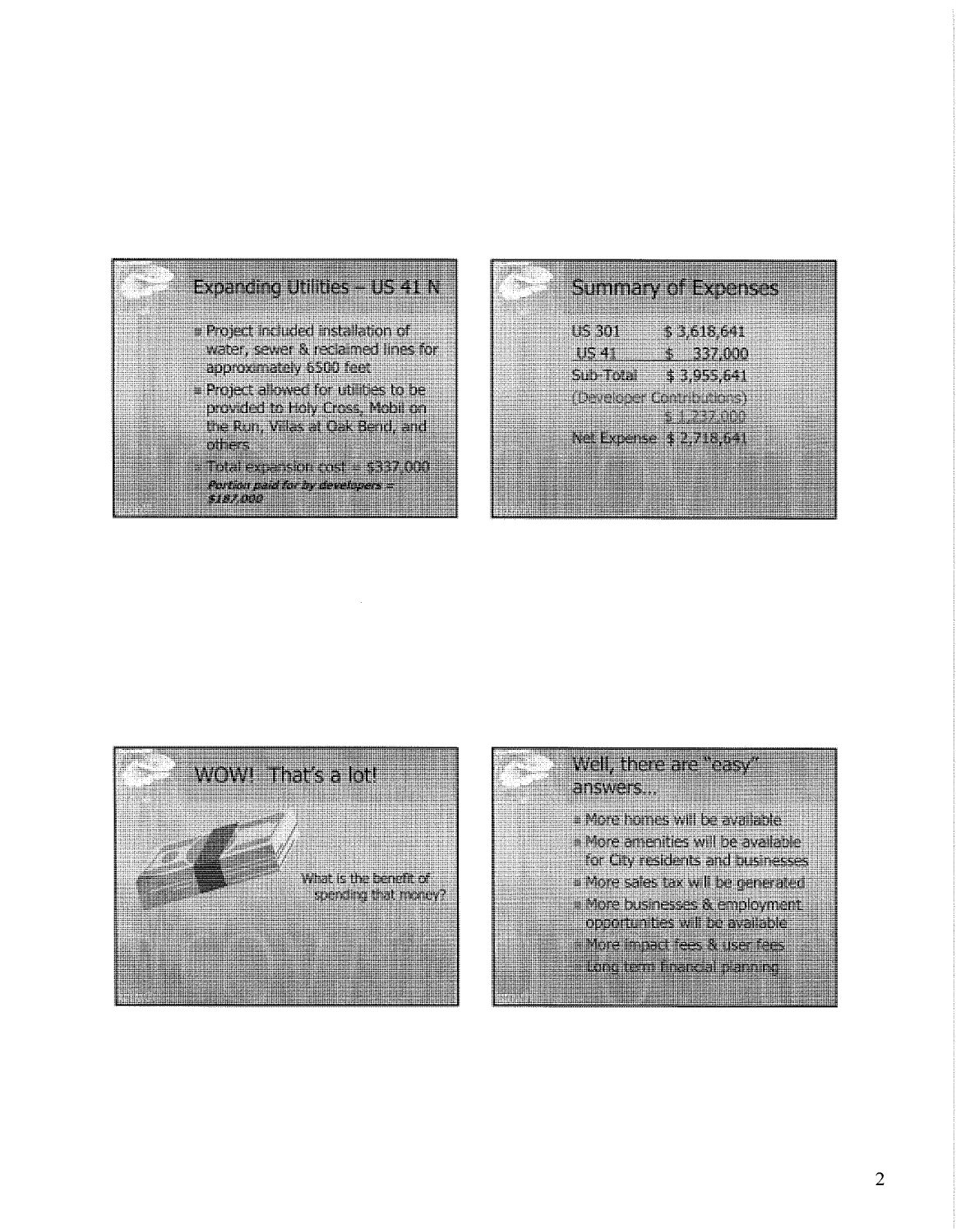## Expanding Utilities – US 41 N

- Project included installation of water, sewer & reclaimed lines for approximately 6500 feet
- Project allowed for utilities to be provided to Holy Cross, Mobil on the Run, Villas at Oak Bend, and others
- Total expansion cost = $337,000
  ***Portion paid for by developers = $187,000***

## Summary of Expenses

| | |
|---|---|
| US 301 | $ 3,618,641 |
| US 41 | $ 337,000 |
| Sub-Total | $ 3,955,641 |
| (Developer Contributions) | $ 1,237,000 |
| Net Expense | $ 2,718,641 |

## WOW! That's a lot!

What is the benefit of spending that money?

## Well, there are "easy" answers...

- More homes will be available
- More amenities will be available for City residents and businesses
- More sales tax will be generated
- More businesses & employment opportunities will be available
- More impact fees & user fees
- Long term financial planning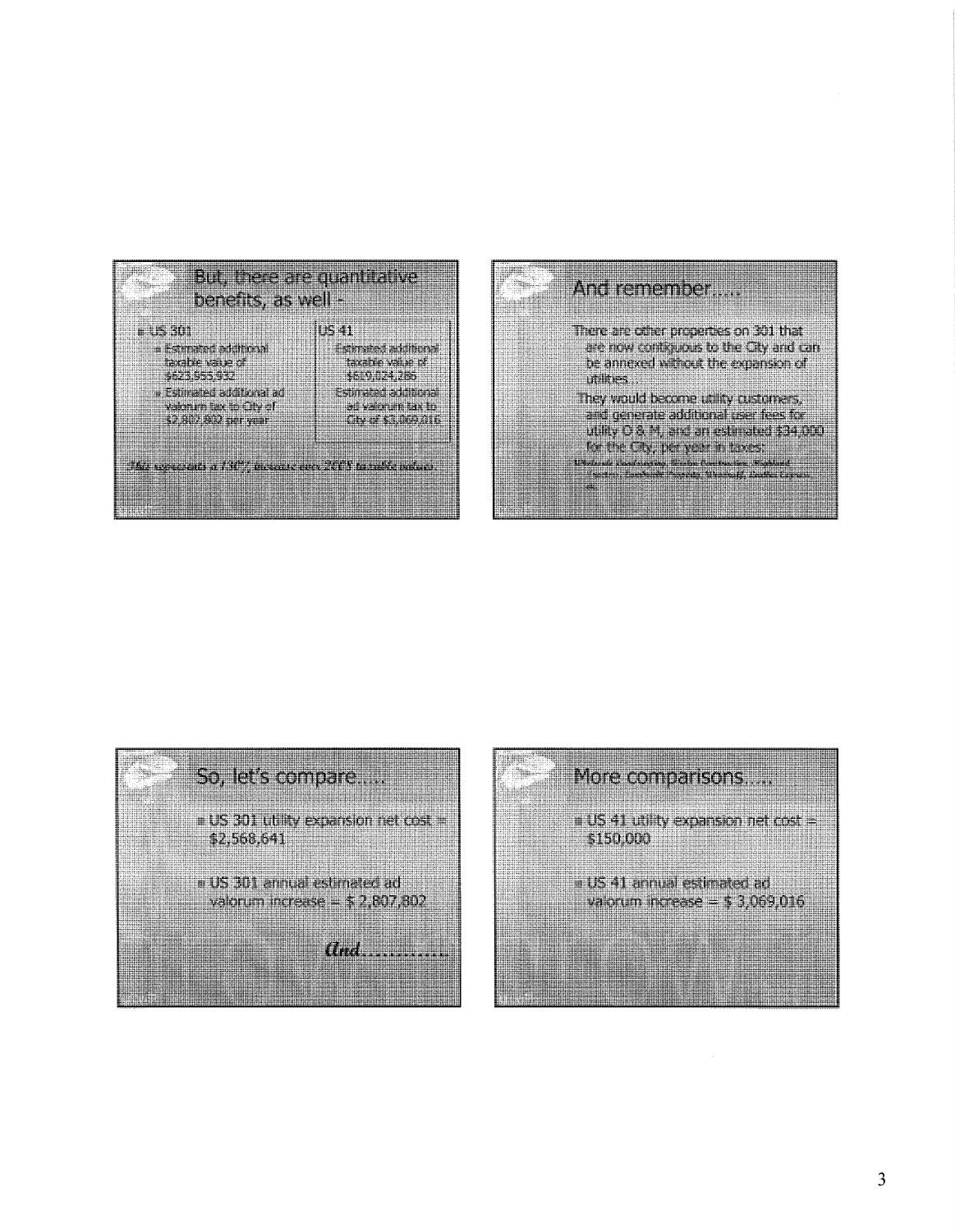## But, there are quantitative benefits, as well -

- US 301
  - Estimated additional taxable value of $623,955,932
  - Estimated additional ad valorum tax to City of $2,807,802 per year

US 41
- Estimated additional taxable value of $619,024,286
- Estimated additional ad valorum tax to City of $3,069,016

*This represents a 130% increase over 2005 taxable values.*

## And remember.....

There are other properties on 301 that are now contiguous to the City and can be annexed without the expansion of utilities...

They would become utility customers, and generate additional user fees for utility O & M, and an estimated $34,000 for the City, per year in taxes.

## So, let's compare.....

- US 301 utility expansion net cost = $2,568,641
- US 301 annual estimated ad valorum increase = $ 2,807,802

*And..............*

## More comparisons.....

- US 41 utility expansion net cost = $150,000
- US 41 annual estimated ad valorum increase = $ 3,069,016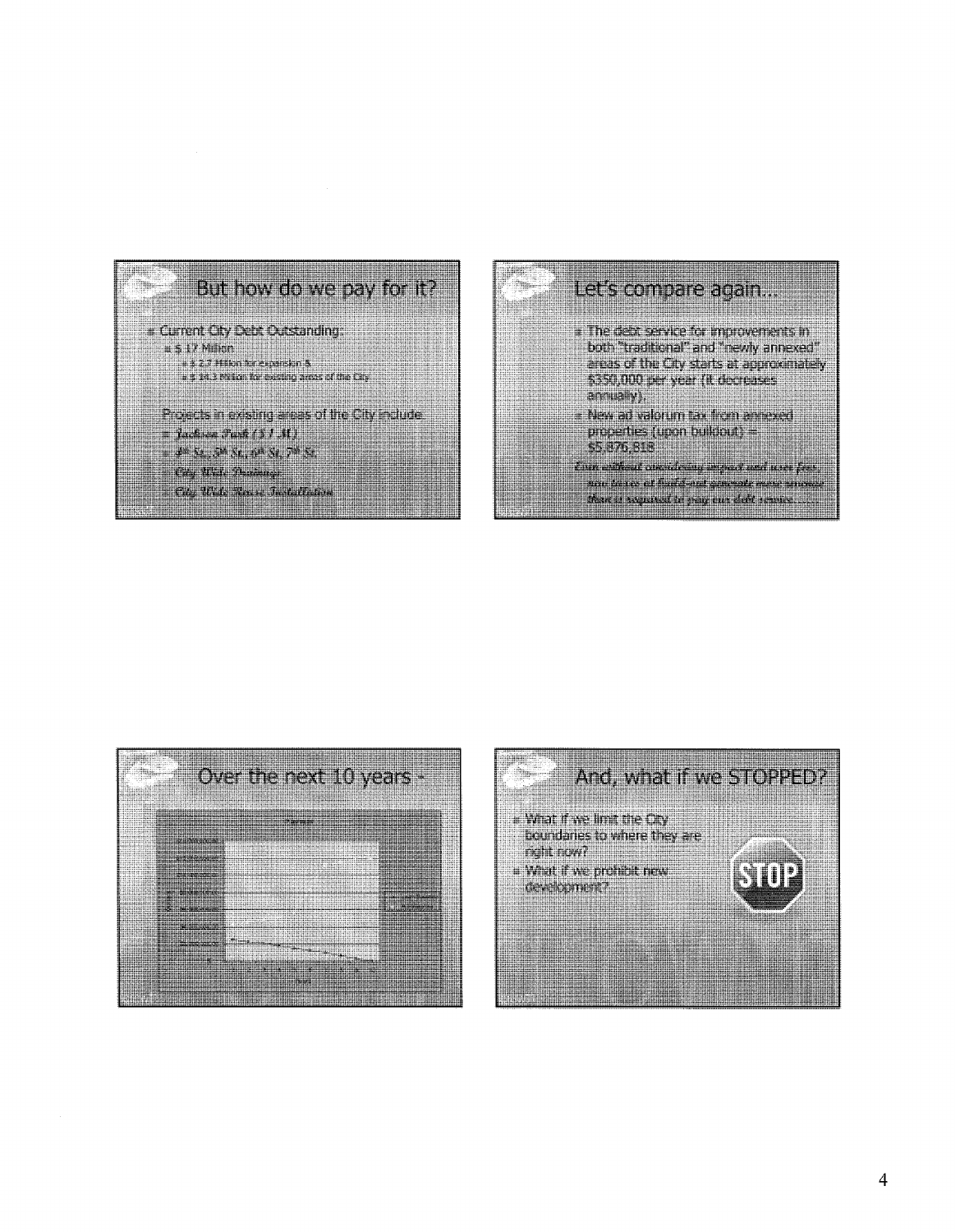## But how do we pay for it?

- Current City Debt Outstanding:
  - $ 17 Million
    - $ 2.7 Million for expansion $
    - $ 14.3 Million for existing areas of the City

Projects in existing areas of the City include:

- *Jackson Park ($ 1 M)*
- *4th St., 5th St., 6th St, 7th St.*
- *City Wide Drainage*
- *City Wide Sewer Installation*

## Let's compare again…

- The debt service for improvements in both "traditional" and "newly annexed" areas of the City starts at approximately $350,000 per year (it decreases annually).
- New ad valorum tax from annexed properties (upon buildout) = $5,476,818

*Even without considering impact and user fees, new taxes at build-out generate more revenue than is required to pay our debt service……*

## Over the next 10 years -

## And, what if we STOPPED?

- What if we limit the City boundaries to where they are right now?
- What if we prohibit new development?

STOP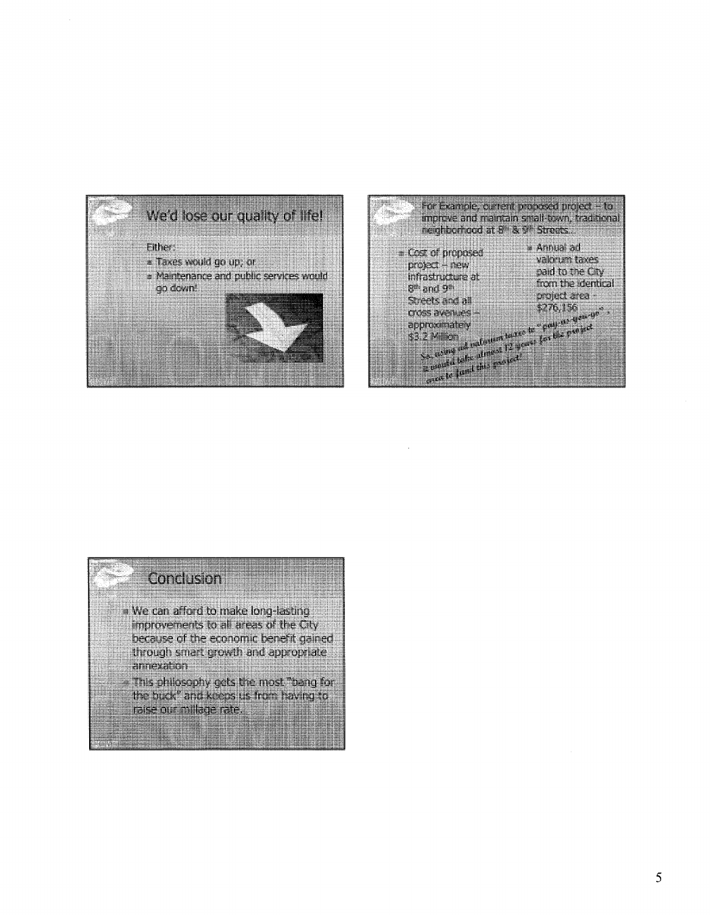## We'd lose our quality of life!

Either:

- Taxes would go up; or
- Maintenance and public services would go down!

## For Example, current proposed project – to improve and maintain small-town, traditional neighborhood at 8th & 9th Streets.

- Cost of proposed project – new infrastructure at 8th and 9th Streets and all cross avenues – approximately $3.2 Million
- Annual ad valorum taxes paid to the City from the identical project area - $276,156

*So, using ad valorum taxes to "pay-as-you-go", it would take almost 12 years for the project area to fund this project!*

## Conclusion

- We can afford to make long-lasting improvements to all areas of the City because of the economic benefit gained through smart growth and appropriate annexation
- This philosophy gets the most "bang for the buck" and keeps us from having to raise our millage rate.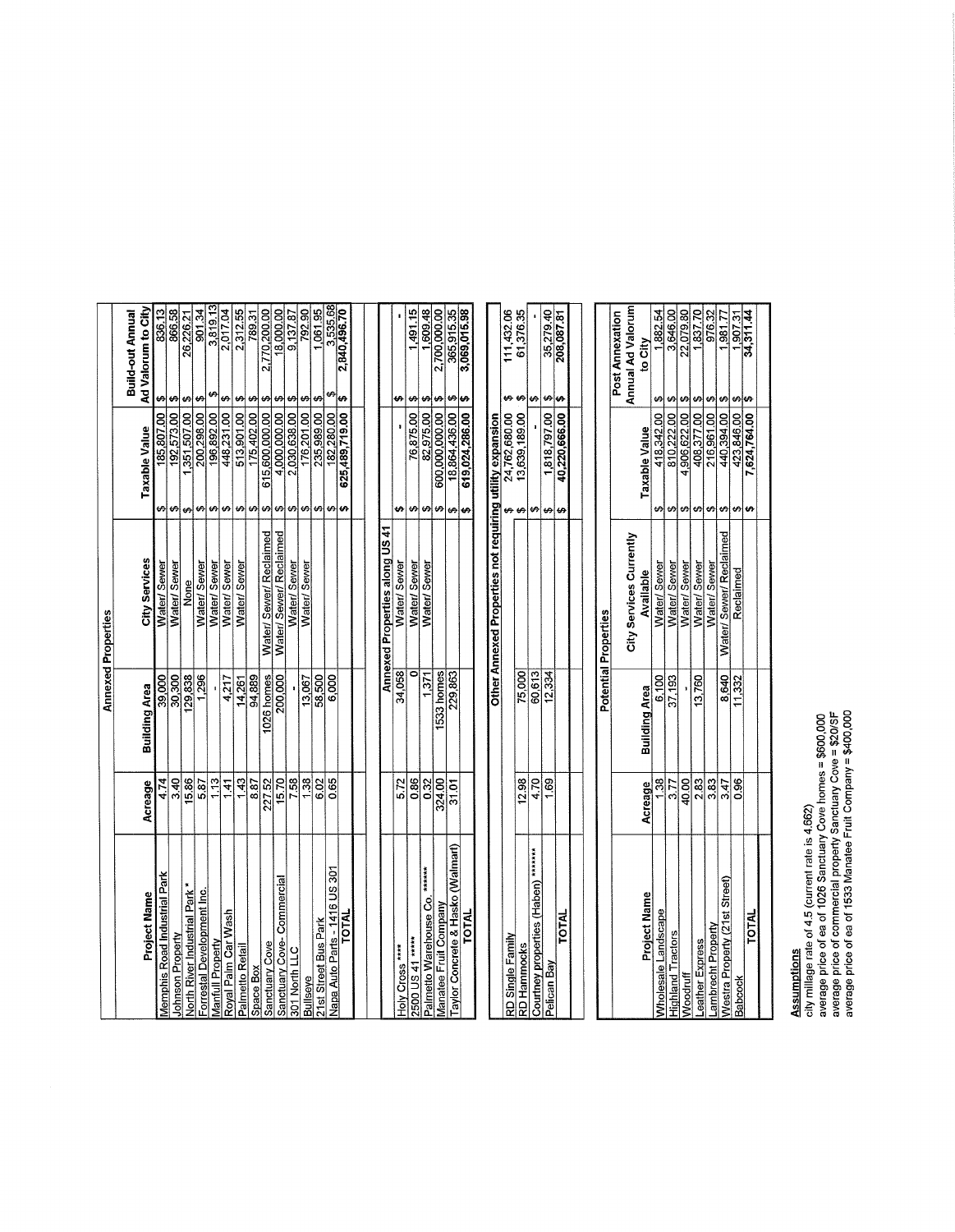## Annexed Properties

| Project Name | Acreage | Building Area | City Services | Taxable Value | Build-out Annual Ad Valorum to City |
|---|---|---|---|---|---|
| Memphis Road Industrial Park | 4.74 | 39,000 | Water/ Sewer | $ 185,807.00 | $ 836.13 |
| Johnson Property | 3.40 | 30,300 | Water/ Sewer | $ 192,573.00 | $ 866.58 |
| North River Industrial Park * | 15.86 | 129,838 | None | $ 1,351,507.00 | $ 26,226.21 |
| Forrestal Development Inc. | 5.87 | 1,296 | Water/ Sewer | $ 200,298.00 | $ 901.34 |
| Manfull Property | 1.13 | - | Water/ Sewer | $ 196,892.00 | $ 3,819.13 |
| Royal Palm Car Wash | 1.41 | 4,217 | Water/ Sewer | $ 448,231.00 | $ 2,017.04 |
| Palmetto Retail | 1.43 | 14,261 | Water/ Sewer | $ 513,901.00 | $ 2,312.55 |
| Space Box | 8.87 | 94,889 | | $ 175,402.00 | $ 789.31 |
| Sanctuary Cove | 227.52 | 1026 homes | Water/ Sewer/ Reclaimed | $ 615,600,000.00 | $ 2,770,200.00 |
| Sanctuary Cove- Commercial | 15.70 | 200,000 | Water/ Sewer/ Reclaimed | $ 4,000,000.00 | $ 18,000.00 |
| 301 North LLC | 7.58 | - | Water/ Sewer | $ 2,030,638.00 | $ 9,137.87 |
| Bullseye | 1.38 | 13,067 | Water/ Sewer | $ 176,201.00 | $ 792.90 |
| 21st Street Bus Park | 6.02 | 58,500 | | $ 235,989.00 | $ 1,061.95 |
| Napa Auto Parts - 1416 US 301 | 0.65 | 6,000 | | $ 182,280.00 | $ 3,535.68 |
| TOTAL | | | | $ 625,489,719.00 | $ 2,840,496.70 |

## Annexed Properties along US 41

| Project Name | Acreage | Building Area | City Services | Taxable Value | Build-out Annual Ad Valorum to City |
|---|---|---|---|---|---|
| Holy Cross **** | 5.72 | 34,058 | Water/ Sewer | $ - | $ - |
| 2500 US 41 ***** | 0.86 | 0 | Water/ Sewer | $ 76,875.00 | $ 1,491.15 |
| Palmetto Warehouse Co. ****** | 0.32 | 1,371 | Water/ Sewer | $ 82,975.00 | $ 1,609.48 |
| Manatee Fruit Company | 324.00 | 1533 homes | | $ 600,000,000.00 | $ 2,700,000.00 |
| Taylor Concrete & Hasko (Walmart) | 31.01 | 229,863 | | $ 18,864,436.00 | $ 365,915.35 |
| TOTAL | | | | $ 619,024,286.00 | $ 3,069,015.98 |

## Other Annexed Properties not requiring utility expansion

| Project Name | Acreage | Building Area | City Services | Taxable Value | Build-out Annual Ad Valorum to City |
|---|---|---|---|---|---|
| RD Single Family | | | | $ 24,762,680.00 | $ 111,432.06 |
| RD Hammocks | 12.98 | 75,000 | | $ 13,639,189.00 | $ 61,376.35 |
| Courtney properties (Haben) ******* | 4.70 | 60,613 | | $ - | $ - |
| Pelican Bay | 1.69 | 12,334 | | $ 1,818,797.00 | $ 35,279.40 |
| TOTAL | | | | $ 40,220,666.00 | $ 208,087.81 |

## Potential Properties

| Project Name | Acreage | Building Area | City Services Currently Available | Taxable Value | Post Annexation Annual Ad Valorum to City |
|---|---|---|---|---|---|
| Wholesale Landscape | 1.38 | 6,100 | Water/ Sewer | $ 418,342.00 | $ 1,882.54 |
| Highland Tractors | 3.77 | 37,193 | Water/ Sewer | $ 810,222.00 | $ 3,646.00 |
| Woodruff | 40.00 | - | Water/ Sewer | $ 4,906,622.00 | $ 22,079.80 |
| Leather Express | 2.83 | 13,760 | Water/ Sewer | $ 408,377.00 | $ 1,837.70 |
| Lambrecht Property | 3.83 | | Water/ Sewer | $ 216,961.00 | $ 976.32 |
| Westra Property (21st Street) | 3.47 | 8,640 | Water/ Sewer/ Reclaimed | $ 440,394.00 | $ 1,981.77 |
| Babcock | 0.96 | 11,332 | Reclaimed | $ 423,846.00 | $ 1,907.31 |
| TOTAL | | | | $ 7,624,764.00 | $ 34,311.44 |

**Assumptions**

city millage rate of 4.5 (current rate is 4.662)
average price of ea of 1026 Sanctuary Cove homes = $600,000
average price of commercial property Sanctuary Cove = $20/SF
average price of ea of 1533 Manatee Fruit Company = $400,000